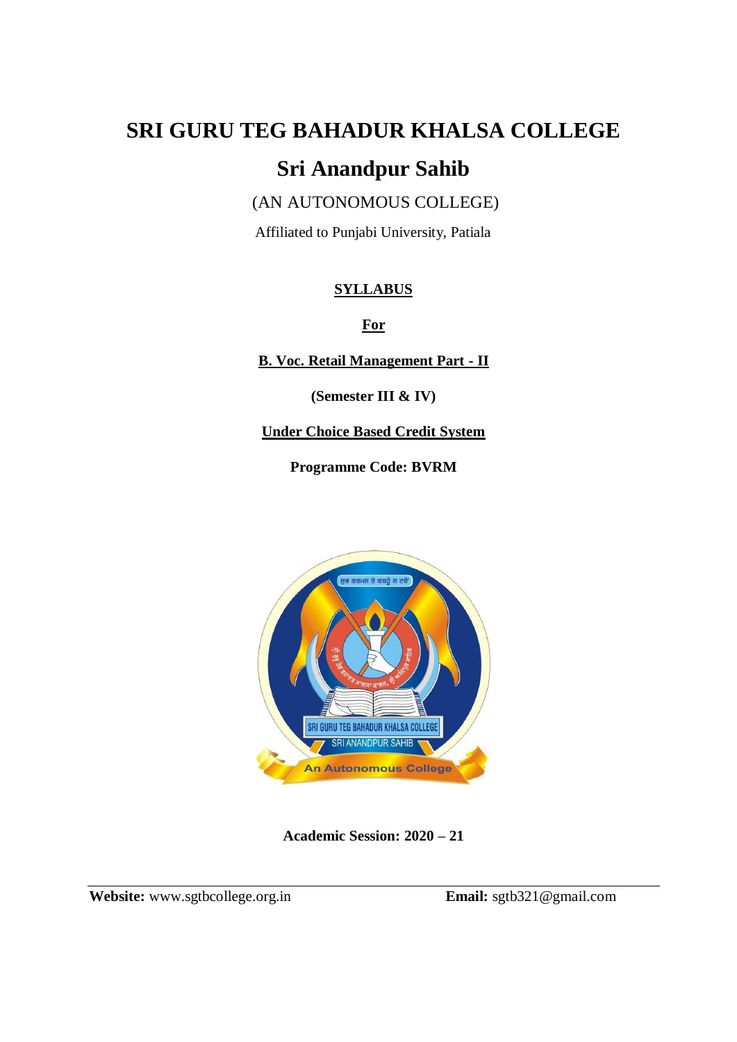# SRI GURU TEG BAHADUR KHALSA COLLEGE

## Sri Anandpur Sahib

(AN AUTONOMOUS COLLEGE)

Affiliated to Punjabi University, Patiala

**SYLLABUS**

**For**

**B. Voc. Retail Management Part - II**

**(Semester III & IV)**

**Under Choice Based Credit System**

**Programme Code: BVRM**

**Academic Session: 2020 – 21**

**Website:** www.sgtbcollege.org.in **Email:** sgtb321@gmail.com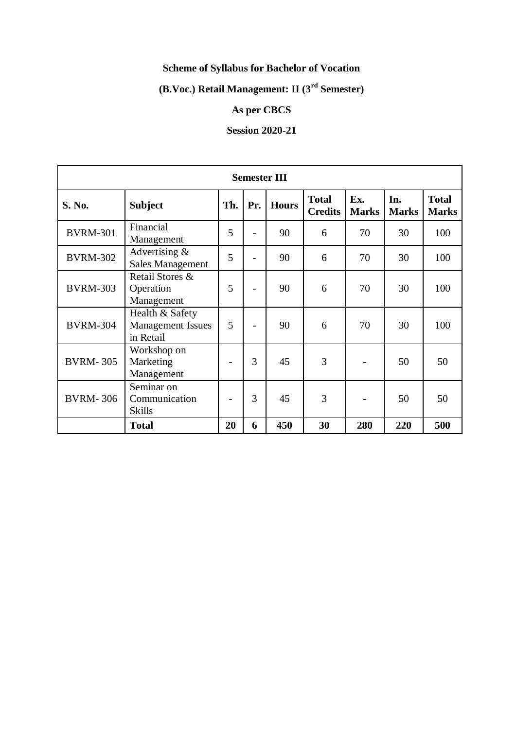**Scheme of Syllabus for Bachelor of Vocation**

**(B.Voc.) Retail Management: II (3rd Semester)**

**As per CBCS**

**Session 2020-21**

| **Semester III** | | | | | | | | |
|---|---|---|---|---|---|---|---|---|
| **S. No.** | **Subject** | **Th.** | **Pr.** | **Hours** | **Total Credits** | **Ex. Marks** | **In. Marks** | **Total Marks** |
| BVRM-301 | Financial Management | 5 | - | 90 | 6 | 70 | 30 | 100 |
| BVRM-302 | Advertising & Sales Management | 5 | - | 90 | 6 | 70 | 30 | 100 |
| BVRM-303 | Retail Stores & Operation Management | 5 | - | 90 | 6 | 70 | 30 | 100 |
| BVRM-304 | Health & Safety Management Issues in Retail | 5 | - | 90 | 6 | 70 | 30 | 100 |
| BVRM- 305 | Workshop on Marketing Management | - | 3 | 45 | 3 | - | 50 | 50 |
| BVRM- 306 | Seminar on Communication Skills | - | 3 | 45 | 3 | - | 50 | 50 |
| | **Total** | **20** | **6** | **450** | **30** | **280** | **220** | **500** |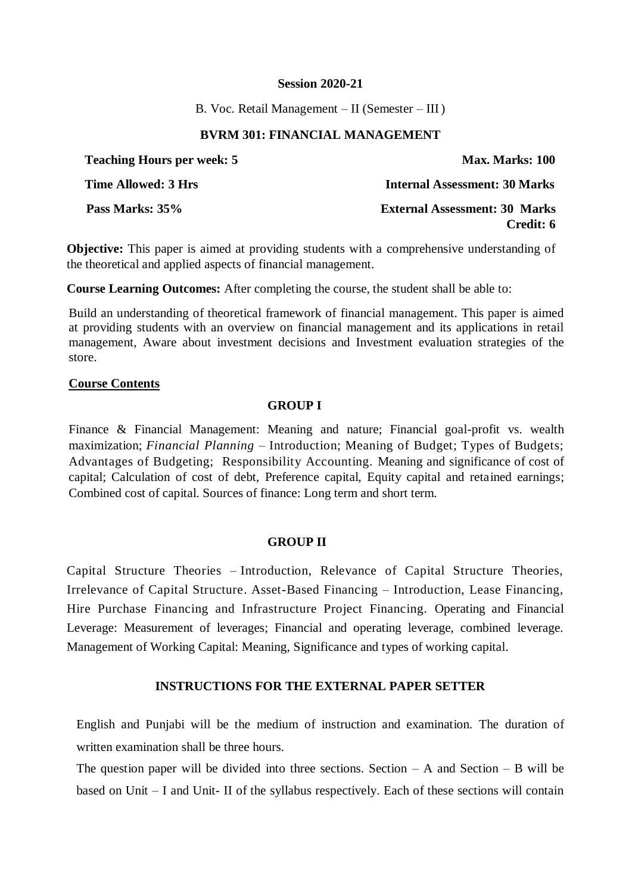**Session 2020-21**

B. Voc. Retail Management – II (Semester – III )

**BVRM 301: FINANCIAL MANAGEMENT**

| | |
|---|---|
| **Teaching Hours per week: 5** | **Max. Marks: 100** |
| **Time Allowed: 3 Hrs** | **Internal Assessment: 30 Marks** |
| **Pass Marks: 35%** | **External Assessment: 30 Marks** |
| | **Credit: 6** |

**Objective:** This paper is aimed at providing students with a comprehensive understanding of the theoretical and applied aspects of financial management.

**Course Learning Outcomes:** After completing the course, the student shall be able to:

Build an understanding of theoretical framework of financial management. This paper is aimed at providing students with an overview on financial management and its applications in retail management, Aware about investment decisions and Investment evaluation strategies of the store.

**Course Contents**

**GROUP I**

Finance & Financial Management: Meaning and nature; Financial goal-profit vs. wealth maximization; *Financial Planning* – Introduction; Meaning of Budget; Types of Budgets; Advantages of Budgeting; Responsibility Accounting. Meaning and significance of cost of capital; Calculation of cost of debt, Preference capital, Equity capital and retained earnings; Combined cost of capital. Sources of finance: Long term and short term.

**GROUP II**

Capital Structure Theories – Introduction, Relevance of Capital Structure Theories, Irrelevance of Capital Structure. Asset-Based Financing – Introduction, Lease Financing, Hire Purchase Financing and Infrastructure Project Financing. Operating and Financial Leverage: Measurement of leverages; Financial and operating leverage, combined leverage. Management of Working Capital: Meaning, Significance and types of working capital.

**INSTRUCTIONS FOR THE EXTERNAL PAPER SETTER**

English and Punjabi will be the medium of instruction and examination. The duration of written examination shall be three hours.

The question paper will be divided into three sections. Section – A and Section – B will be based on Unit – I and Unit- II of the syllabus respectively. Each of these sections will contain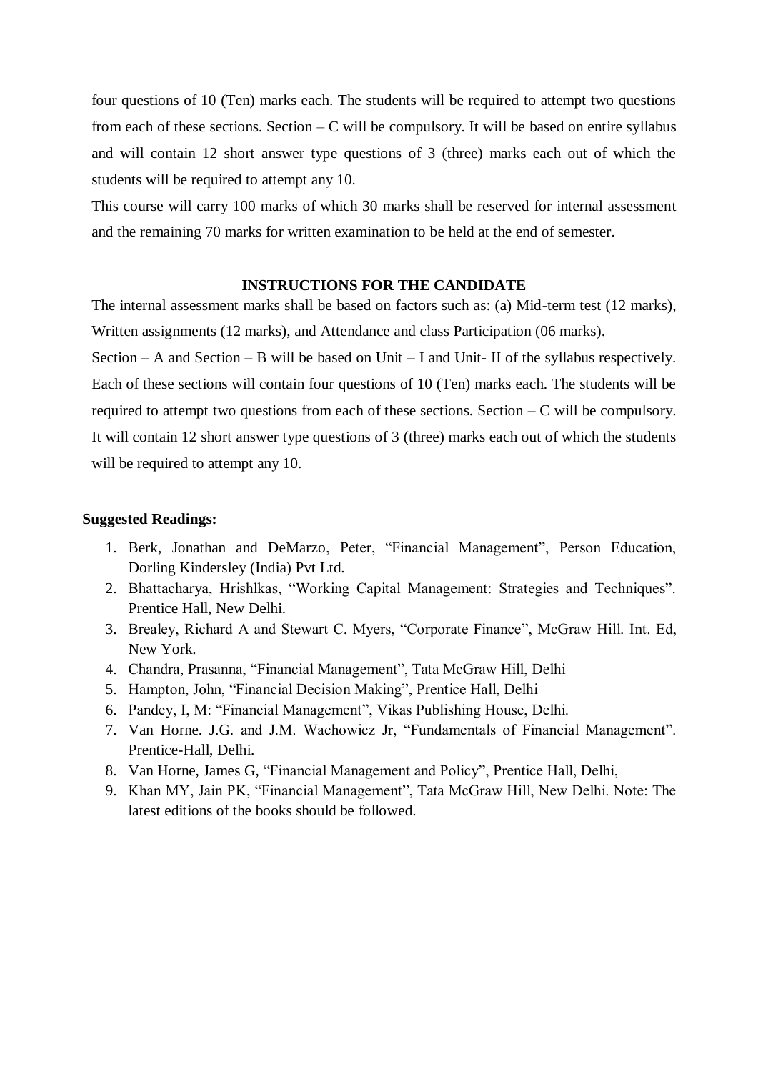four questions of 10 (Ten) marks each. The students will be required to attempt two questions from each of these sections. Section – C will be compulsory. It will be based on entire syllabus and will contain 12 short answer type questions of 3 (three) marks each out of which the students will be required to attempt any 10.

This course will carry 100 marks of which 30 marks shall be reserved for internal assessment and the remaining 70 marks for written examination to be held at the end of semester.

### INSTRUCTIONS FOR THE CANDIDATE

The internal assessment marks shall be based on factors such as: (a) Mid-term test (12 marks), Written assignments (12 marks), and Attendance and class Participation (06 marks).

Section – A and Section – B will be based on Unit – I and Unit- II of the syllabus respectively. Each of these sections will contain four questions of 10 (Ten) marks each. The students will be required to attempt two questions from each of these sections. Section – C will be compulsory. It will contain 12 short answer type questions of 3 (three) marks each out of which the students will be required to attempt any 10.

**Suggested Readings:**

1. Berk, Jonathan and DeMarzo, Peter, "Financial Management", Person Education, Dorling Kindersley (India) Pvt Ltd.
2. Bhattacharya, Hrishlkas, "Working Capital Management: Strategies and Techniques". Prentice Hall, New Delhi.
3. Brealey, Richard A and Stewart C. Myers, "Corporate Finance", McGraw Hill. Int. Ed, New York.
4. Chandra, Prasanna, "Financial Management", Tata McGraw Hill, Delhi
5. Hampton, John, "Financial Decision Making", Prentice Hall, Delhi
6. Pandey, I, M: "Financial Management", Vikas Publishing House, Delhi.
7. Van Horne. J.G. and J.M. Wachowicz Jr, "Fundamentals of Financial Management". Prentice-Hall, Delhi.
8. Van Horne, James G, "Financial Management and Policy", Prentice Hall, Delhi,
9. Khan MY, Jain PK, "Financial Management", Tata McGraw Hill, New Delhi. Note: The latest editions of the books should be followed.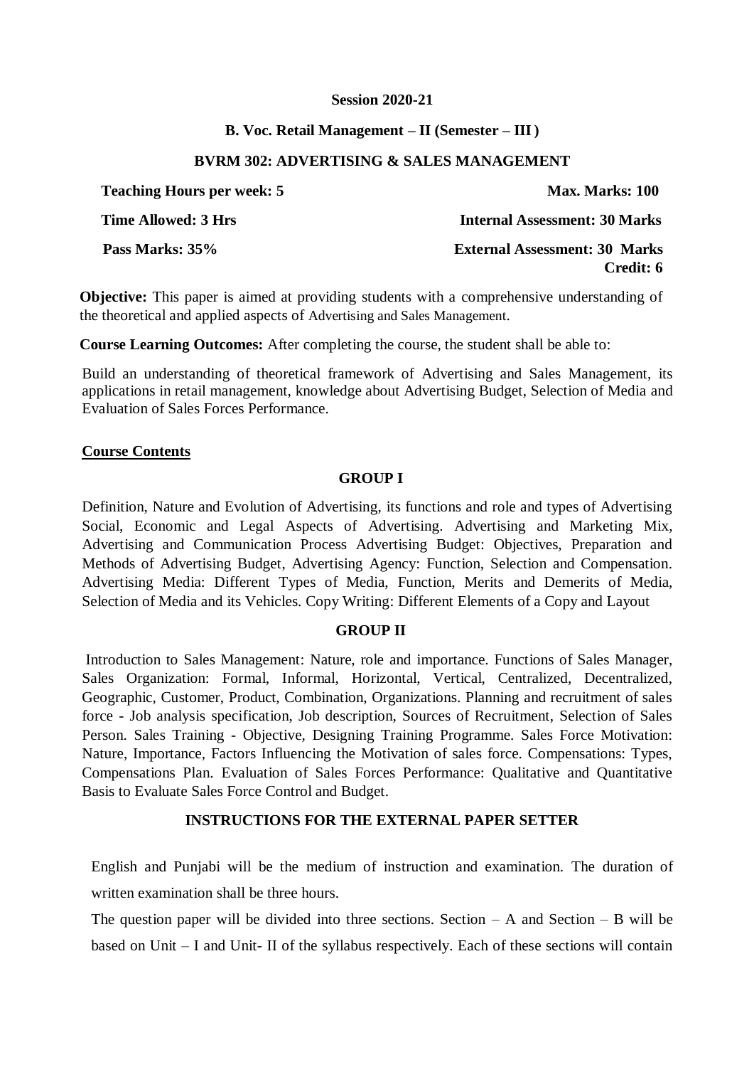**Session 2020-21**

**B. Voc. Retail Management – II (Semester – III )**

**BVRM 302: ADVERTISING & SALES MANAGEMENT**

| | |
|---|---|
| **Teaching Hours per week: 5** | **Max. Marks: 100** |
| **Time Allowed: 3 Hrs** | **Internal Assessment: 30 Marks** |
| **Pass Marks: 35%** | **External Assessment: 30 Marks** |
| | **Credit: 6** |

**Objective:** This paper is aimed at providing students with a comprehensive understanding of the theoretical and applied aspects of Advertising and Sales Management.

**Course Learning Outcomes:** After completing the course, the student shall be able to:

Build an understanding of theoretical framework of Advertising and Sales Management, its applications in retail management, knowledge about Advertising Budget, Selection of Media and Evaluation of Sales Forces Performance.

**Course Contents**

**GROUP I**

Definition, Nature and Evolution of Advertising, its functions and role and types of Advertising Social, Economic and Legal Aspects of Advertising. Advertising and Marketing Mix, Advertising and Communication Process Advertising Budget: Objectives, Preparation and Methods of Advertising Budget, Advertising Agency: Function, Selection and Compensation. Advertising Media: Different Types of Media, Function, Merits and Demerits of Media, Selection of Media and its Vehicles. Copy Writing: Different Elements of a Copy and Layout

**GROUP II**

Introduction to Sales Management: Nature, role and importance. Functions of Sales Manager, Sales Organization: Formal, Informal, Horizontal, Vertical, Centralized, Decentralized, Geographic, Customer, Product, Combination, Organizations. Planning and recruitment of sales force - Job analysis specification, Job description, Sources of Recruitment, Selection of Sales Person. Sales Training - Objective, Designing Training Programme. Sales Force Motivation: Nature, Importance, Factors Influencing the Motivation of sales force. Compensations: Types, Compensations Plan. Evaluation of Sales Forces Performance: Qualitative and Quantitative Basis to Evaluate Sales Force Control and Budget.

**INSTRUCTIONS FOR THE EXTERNAL PAPER SETTER**

English and Punjabi will be the medium of instruction and examination. The duration of written examination shall be three hours.

The question paper will be divided into three sections. Section – A and Section – B will be based on Unit – I and Unit- II of the syllabus respectively. Each of these sections will contain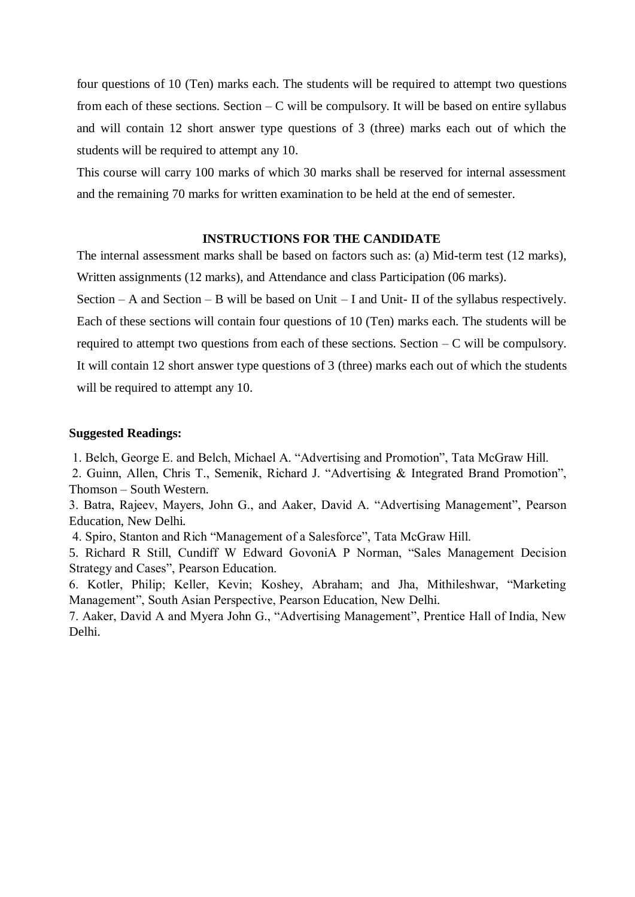four questions of 10 (Ten) marks each. The students will be required to attempt two questions from each of these sections. Section – C will be compulsory. It will be based on entire syllabus and will contain 12 short answer type questions of 3 (three) marks each out of which the students will be required to attempt any 10.

This course will carry 100 marks of which 30 marks shall be reserved for internal assessment and the remaining 70 marks for written examination to be held at the end of semester.

## INSTRUCTIONS FOR THE CANDIDATE

The internal assessment marks shall be based on factors such as: (a) Mid-term test (12 marks), Written assignments (12 marks), and Attendance and class Participation (06 marks).

Section – A and Section – B will be based on Unit – I and Unit- II of the syllabus respectively. Each of these sections will contain four questions of 10 (Ten) marks each. The students will be required to attempt two questions from each of these sections. Section – C will be compulsory. It will contain 12 short answer type questions of 3 (three) marks each out of which the students will be required to attempt any 10.

**Suggested Readings:**

1. Belch, George E. and Belch, Michael A. "Advertising and Promotion", Tata McGraw Hill.
2. Guinn, Allen, Chris T., Semenik, Richard J. "Advertising & Integrated Brand Promotion", Thomson – South Western.
3. Batra, Rajeev, Mayers, John G., and Aaker, David A. "Advertising Management", Pearson Education, New Delhi.
4. Spiro, Stanton and Rich "Management of a Salesforce", Tata McGraw Hill.
5. Richard R Still, Cundiff W Edward GovoniA P Norman, "Sales Management Decision Strategy and Cases", Pearson Education.
6. Kotler, Philip; Keller, Kevin; Koshey, Abraham; and Jha, Mithileshwar, "Marketing Management", South Asian Perspective, Pearson Education, New Delhi.
7. Aaker, David A and Myera John G., "Advertising Management", Prentice Hall of India, New Delhi.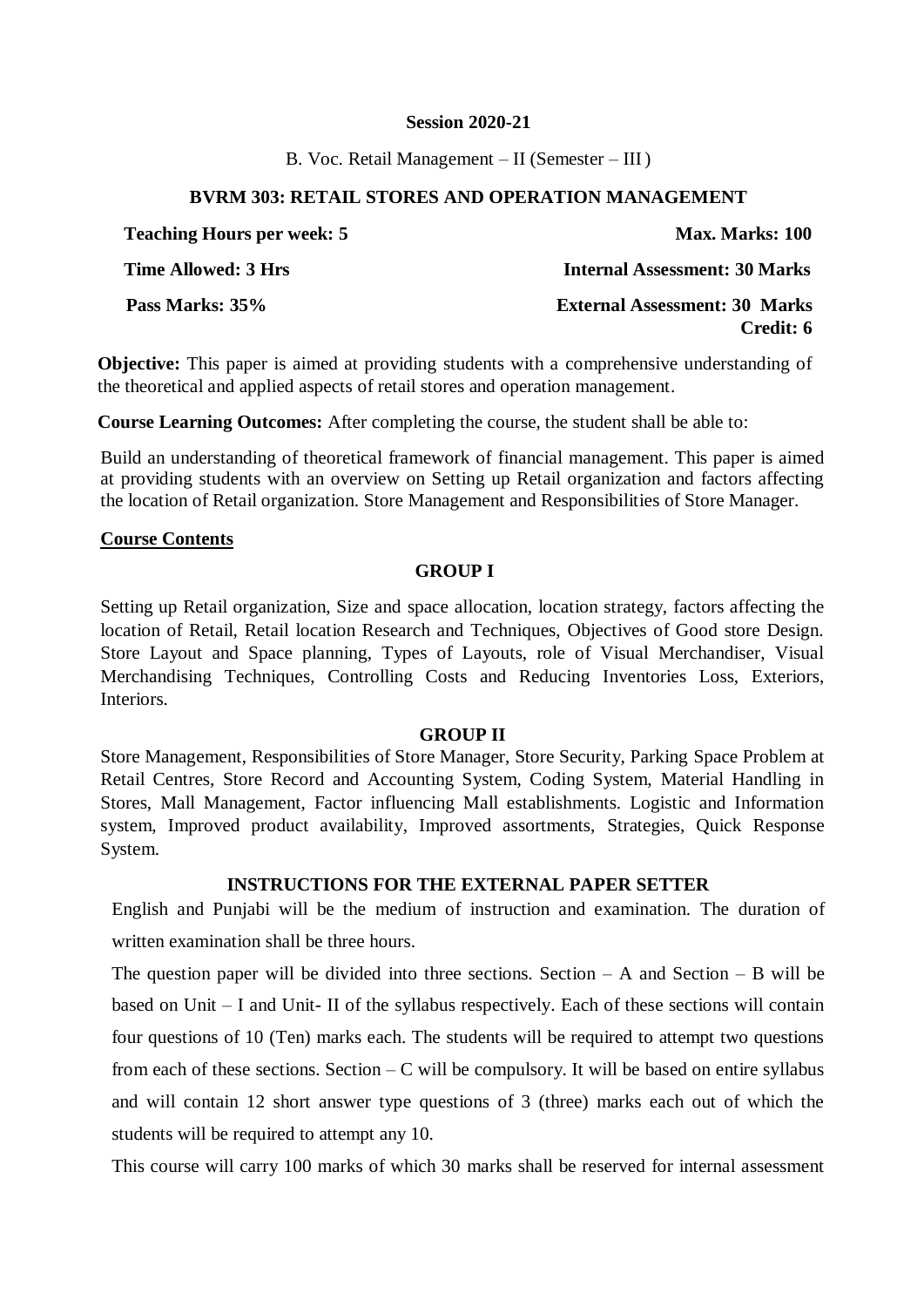**Session 2020-21**

B. Voc. Retail Management – II (Semester – III )

## BVRM 303: RETAIL STORES AND OPERATION MANAGEMENT

**Teaching Hours per week: 5** | **Max. Marks: 100**

**Time Allowed: 3 Hrs** | **Internal Assessment: 30 Marks**

**Pass Marks: 35%** | **External Assessment: 30 Marks**

**Credit: 6**

**Objective:** This paper is aimed at providing students with a comprehensive understanding of the theoretical and applied aspects of retail stores and operation management.

**Course Learning Outcomes:** After completing the course, the student shall be able to:

Build an understanding of theoretical framework of financial management. This paper is aimed at providing students with an overview on Setting up Retail organization and factors affecting the location of Retail organization. Store Management and Responsibilities of Store Manager.

**Course Contents**

### GROUP I

Setting up Retail organization, Size and space allocation, location strategy, factors affecting the location of Retail, Retail location Research and Techniques, Objectives of Good store Design. Store Layout and Space planning, Types of Layouts, role of Visual Merchandiser, Visual Merchandising Techniques, Controlling Costs and Reducing Inventories Loss, Exteriors, Interiors.

### GROUP II

Store Management, Responsibilities of Store Manager, Store Security, Parking Space Problem at Retail Centres, Store Record and Accounting System, Coding System, Material Handling in Stores, Mall Management, Factor influencing Mall establishments. Logistic and Information system, Improved product availability, Improved assortments, Strategies, Quick Response System.

### INSTRUCTIONS FOR THE EXTERNAL PAPER SETTER

English and Punjabi will be the medium of instruction and examination. The duration of written examination shall be three hours.

The question paper will be divided into three sections. Section – A and Section – B will be based on Unit – I and Unit- II of the syllabus respectively. Each of these sections will contain four questions of 10 (Ten) marks each. The students will be required to attempt two questions from each of these sections. Section – C will be compulsory. It will be based on entire syllabus and will contain 12 short answer type questions of 3 (three) marks each out of which the students will be required to attempt any 10.

This course will carry 100 marks of which 30 marks shall be reserved for internal assessment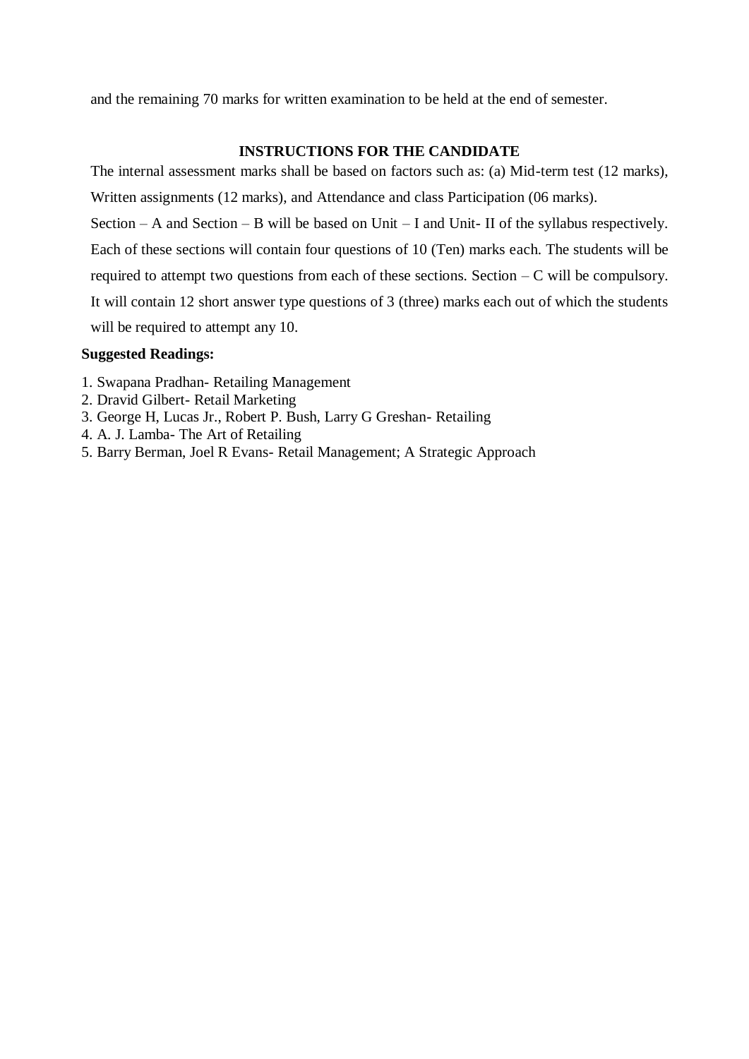and the remaining 70 marks for written examination to be held at the end of semester.

### INSTRUCTIONS FOR THE CANDIDATE

The internal assessment marks shall be based on factors such as: (a) Mid-term test (12 marks), Written assignments (12 marks), and Attendance and class Participation (06 marks).

Section – A and Section – B will be based on Unit – I and Unit- II of the syllabus respectively. Each of these sections will contain four questions of 10 (Ten) marks each. The students will be required to attempt two questions from each of these sections. Section – C will be compulsory. It will contain 12 short answer type questions of 3 (three) marks each out of which the students will be required to attempt any 10.

**Suggested Readings:**

1. Swapana Pradhan- Retailing Management
2. Dravid Gilbert- Retail Marketing
3. George H, Lucas Jr., Robert P. Bush, Larry G Greshan- Retailing
4. A. J. Lamba- The Art of Retailing
5. Barry Berman, Joel R Evans- Retail Management; A Strategic Approach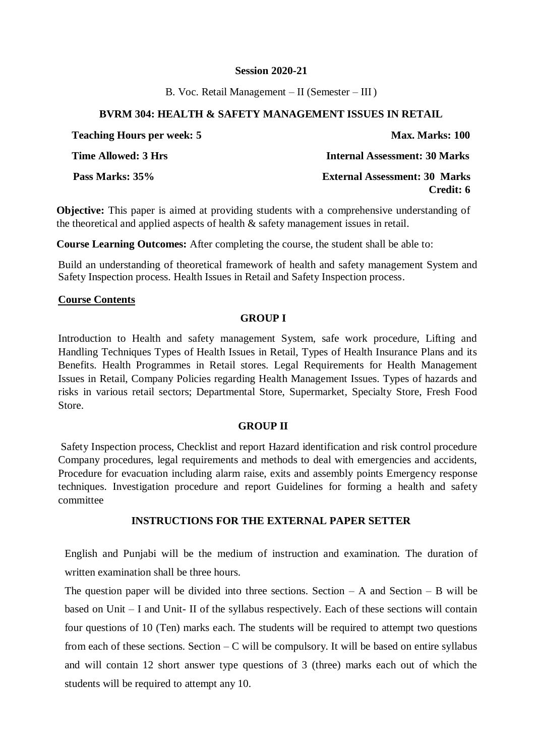**Session 2020-21**

B. Voc. Retail Management – II (Semester – III )

**BVRM 304: HEALTH & SAFETY MANAGEMENT ISSUES IN RETAIL**

| | |
|---|---|
| **Teaching Hours per week: 5** | **Max. Marks: 100** |
| **Time Allowed: 3 Hrs** | **Internal Assessment: 30 Marks** |
| **Pass Marks: 35%** | **External Assessment: 30 Marks** |
| | **Credit: 6** |

**Objective:** This paper is aimed at providing students with a comprehensive understanding of the theoretical and applied aspects of health & safety management issues in retail.

**Course Learning Outcomes:** After completing the course, the student shall be able to:

Build an understanding of theoretical framework of health and safety management System and Safety Inspection process. Health Issues in Retail and Safety Inspection process.

**Course Contents**

**GROUP I**

Introduction to Health and safety management System, safe work procedure, Lifting and Handling Techniques Types of Health Issues in Retail, Types of Health Insurance Plans and its Benefits. Health Programmes in Retail stores. Legal Requirements for Health Management Issues in Retail, Company Policies regarding Health Management Issues. Types of hazards and risks in various retail sectors; Departmental Store, Supermarket, Specialty Store, Fresh Food Store.

**GROUP II**

Safety Inspection process, Checklist and report Hazard identification and risk control procedure Company procedures, legal requirements and methods to deal with emergencies and accidents, Procedure for evacuation including alarm raise, exits and assembly points Emergency response techniques. Investigation procedure and report Guidelines for forming a health and safety committee

**INSTRUCTIONS FOR THE EXTERNAL PAPER SETTER**

English and Punjabi will be the medium of instruction and examination. The duration of written examination shall be three hours.

The question paper will be divided into three sections. Section – A and Section – B will be based on Unit – I and Unit- II of the syllabus respectively. Each of these sections will contain four questions of 10 (Ten) marks each. The students will be required to attempt two questions from each of these sections. Section – C will be compulsory. It will be based on entire syllabus and will contain 12 short answer type questions of 3 (three) marks each out of which the students will be required to attempt any 10.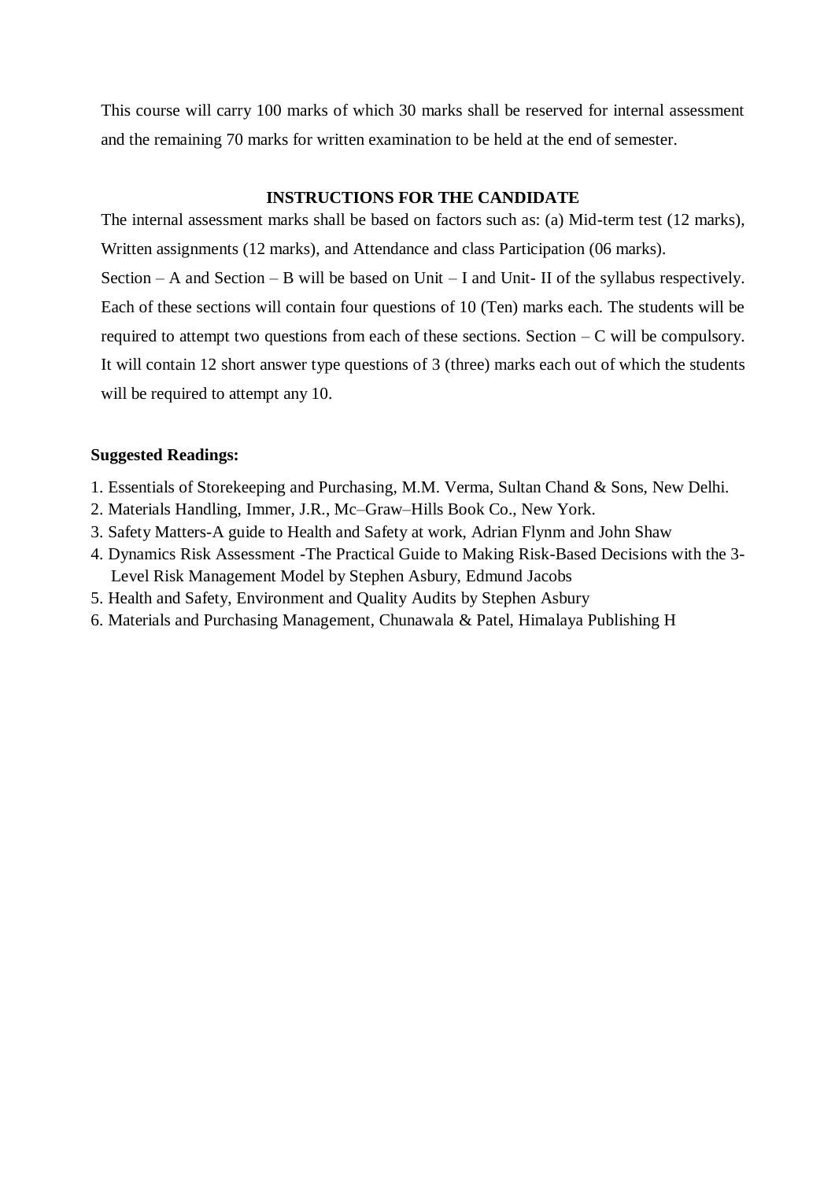This course will carry 100 marks of which 30 marks shall be reserved for internal assessment and the remaining 70 marks for written examination to be held at the end of semester.

### INSTRUCTIONS FOR THE CANDIDATE

The internal assessment marks shall be based on factors such as: (a) Mid-term test (12 marks), Written assignments (12 marks), and Attendance and class Participation (06 marks).

Section – A and Section – B will be based on Unit – I and Unit- II of the syllabus respectively. Each of these sections will contain four questions of 10 (Ten) marks each. The students will be required to attempt two questions from each of these sections. Section – C will be compulsory. It will contain 12 short answer type questions of 3 (three) marks each out of which the students will be required to attempt any 10.

**Suggested Readings:**

1. Essentials of Storekeeping and Purchasing, M.M. Verma, Sultan Chand & Sons, New Delhi.
2. Materials Handling, Immer, J.R., Mc–Graw–Hills Book Co., New York.
3. Safety Matters-A guide to Health and Safety at work, Adrian Flynm and John Shaw
4. Dynamics Risk Assessment -The Practical Guide to Making Risk-Based Decisions with the 3-Level Risk Management Model by Stephen Asbury, Edmund Jacobs
5. Health and Safety, Environment and Quality Audits by Stephen Asbury
6. Materials and Purchasing Management, Chunawala & Patel, Himalaya Publishing H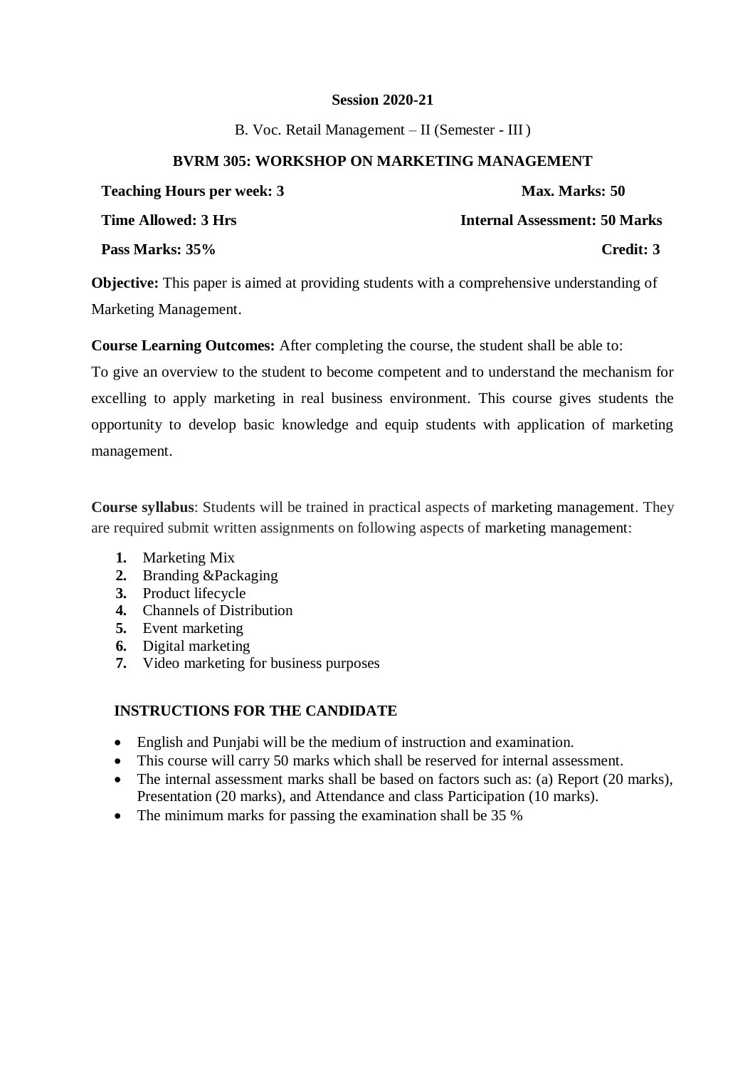**Session 2020-21**

B. Voc. Retail Management – II (Semester - III )

**BVRM 305: WORKSHOP ON MARKETING MANAGEMENT**

| | |
|---|---|
| **Teaching Hours per week: 3** | **Max. Marks: 50** |
| **Time Allowed: 3 Hrs** | **Internal Assessment: 50 Marks** |
| **Pass Marks: 35%** | **Credit: 3** |

**Objective:** This paper is aimed at providing students with a comprehensive understanding of Marketing Management.

**Course Learning Outcomes:** After completing the course, the student shall be able to:
To give an overview to the student to become competent and to understand the mechanism for excelling to apply marketing in real business environment. This course gives students the opportunity to develop basic knowledge and equip students with application of marketing management.

**Course syllabus**: Students will be trained in practical aspects of marketing management. They are required submit written assignments on following aspects of marketing management:

1. Marketing Mix
2. Branding &Packaging
3. Product lifecycle
4. Channels of Distribution
5. Event marketing
6. Digital marketing
7. Video marketing for business purposes

**INSTRUCTIONS FOR THE CANDIDATE**

- English and Punjabi will be the medium of instruction and examination.
- This course will carry 50 marks which shall be reserved for internal assessment.
- The internal assessment marks shall be based on factors such as: (a) Report (20 marks), Presentation (20 marks), and Attendance and class Participation (10 marks).
- The minimum marks for passing the examination shall be 35 %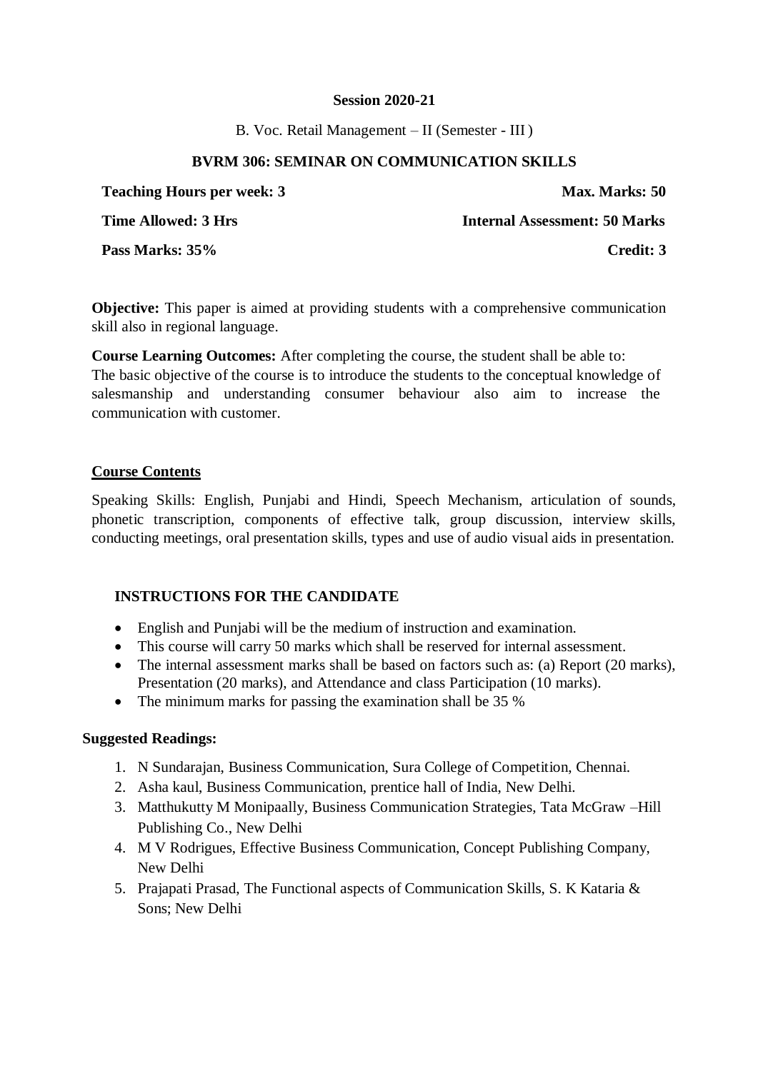**Session 2020-21**

B. Voc. Retail Management – II (Semester - III )

**BVRM 306: SEMINAR ON COMMUNICATION SKILLS**

| **Teaching Hours per week: 3** | **Max. Marks: 50** |
|---|---|
| **Time Allowed: 3 Hrs** | **Internal Assessment: 50 Marks** |
| **Pass Marks: 35%** | **Credit: 3** |

**Objective:** This paper is aimed at providing students with a comprehensive communication skill also in regional language.

**Course Learning Outcomes:** After completing the course, the student shall be able to: The basic objective of the course is to introduce the students to the conceptual knowledge of salesmanship and understanding consumer behaviour also aim to increase the communication with customer.

**Course Contents**

Speaking Skills: English, Punjabi and Hindi, Speech Mechanism, articulation of sounds, phonetic transcription, components of effective talk, group discussion, interview skills, conducting meetings, oral presentation skills, types and use of audio visual aids in presentation.

**INSTRUCTIONS FOR THE CANDIDATE**

- English and Punjabi will be the medium of instruction and examination.
- This course will carry 50 marks which shall be reserved for internal assessment.
- The internal assessment marks shall be based on factors such as: (a) Report (20 marks), Presentation (20 marks), and Attendance and class Participation (10 marks).
- The minimum marks for passing the examination shall be 35 %

**Suggested Readings:**

1. N Sundarajan, Business Communication, Sura College of Competition, Chennai.
2. Asha kaul, Business Communication, prentice hall of India, New Delhi.
3. Matthukutty M Monipaally, Business Communication Strategies, Tata McGraw –Hill Publishing Co., New Delhi
4. M V Rodrigues, Effective Business Communication, Concept Publishing Company, New Delhi
5. Prajapati Prasad, The Functional aspects of Communication Skills, S. K Kataria & Sons; New Delhi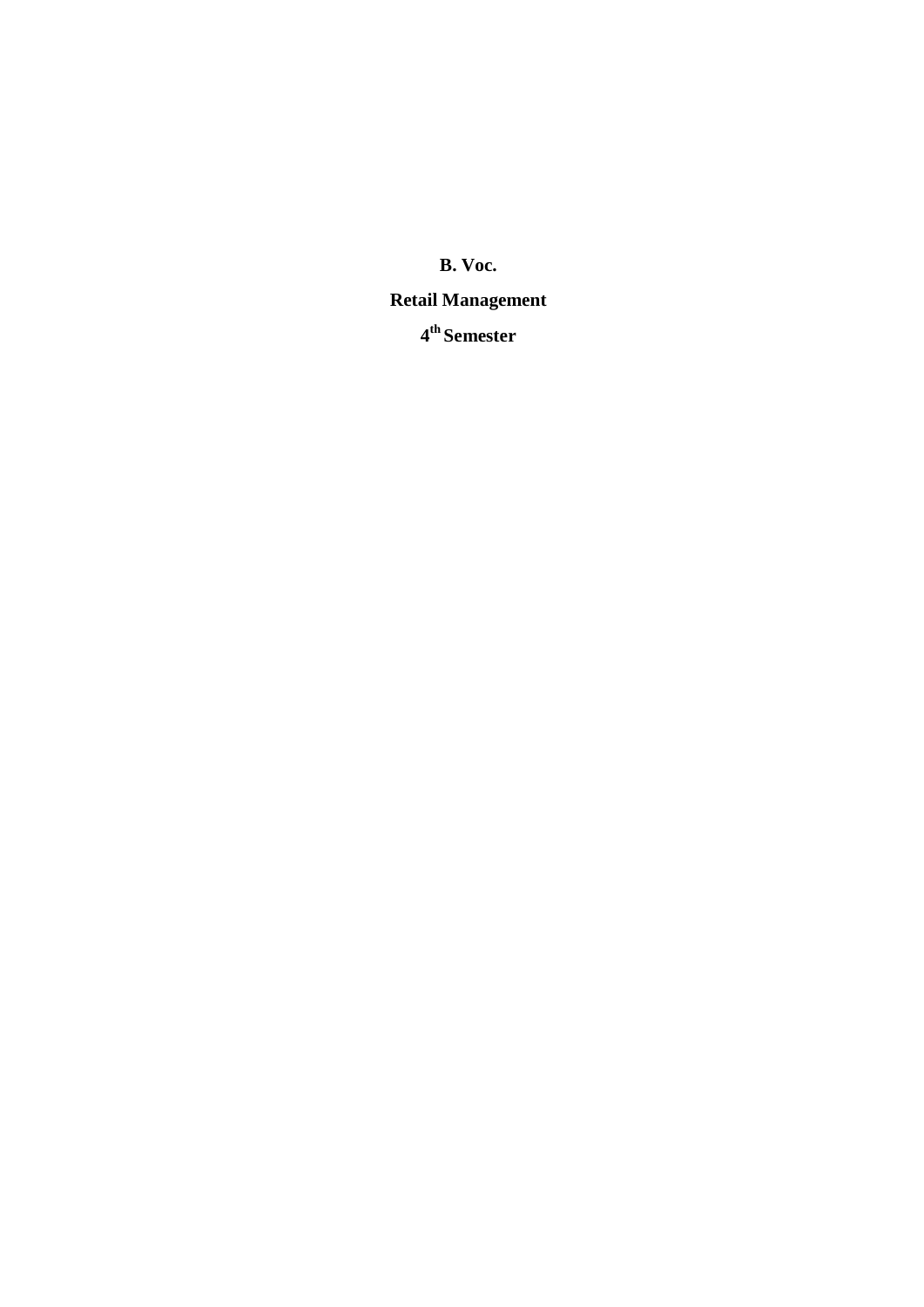**B. Voc.**

**Retail Management**

**4th Semester**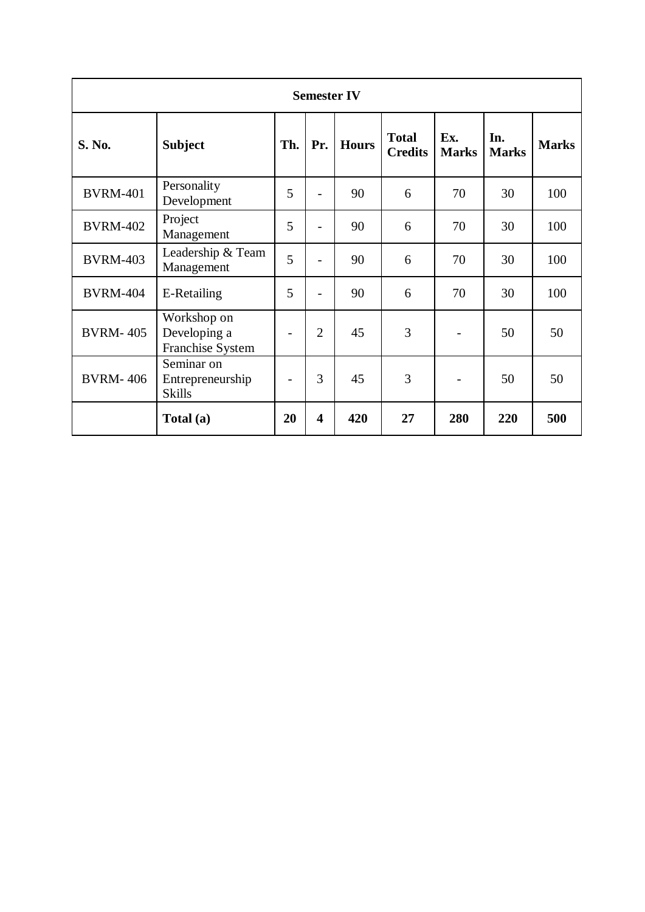| Semester IV | | | | | | | | |
|---|---|---|---|---|---|---|---|---|
| **S. No.** | **Subject** | **Th.** | **Pr.** | **Hours** | **Total Credits** | **Ex. Marks** | **In. Marks** | **Marks** |
| BVRM-401 | Personality Development | 5 | - | 90 | 6 | 70 | 30 | 100 |
| BVRM-402 | Project Management | 5 | - | 90 | 6 | 70 | 30 | 100 |
| BVRM-403 | Leadership & Team Management | 5 | - | 90 | 6 | 70 | 30 | 100 |
| BVRM-404 | E-Retailing | 5 | - | 90 | 6 | 70 | 30 | 100 |
| BVRM- 405 | Workshop on Developing a Franchise System | - | 2 | 45 | 3 | - | 50 | 50 |
| BVRM- 406 | Seminar on Entrepreneurship Skills | - | 3 | 45 | 3 | - | 50 | 50 |
| | **Total (a)** | **20** | **4** | **420** | **27** | **280** | **220** | **500** |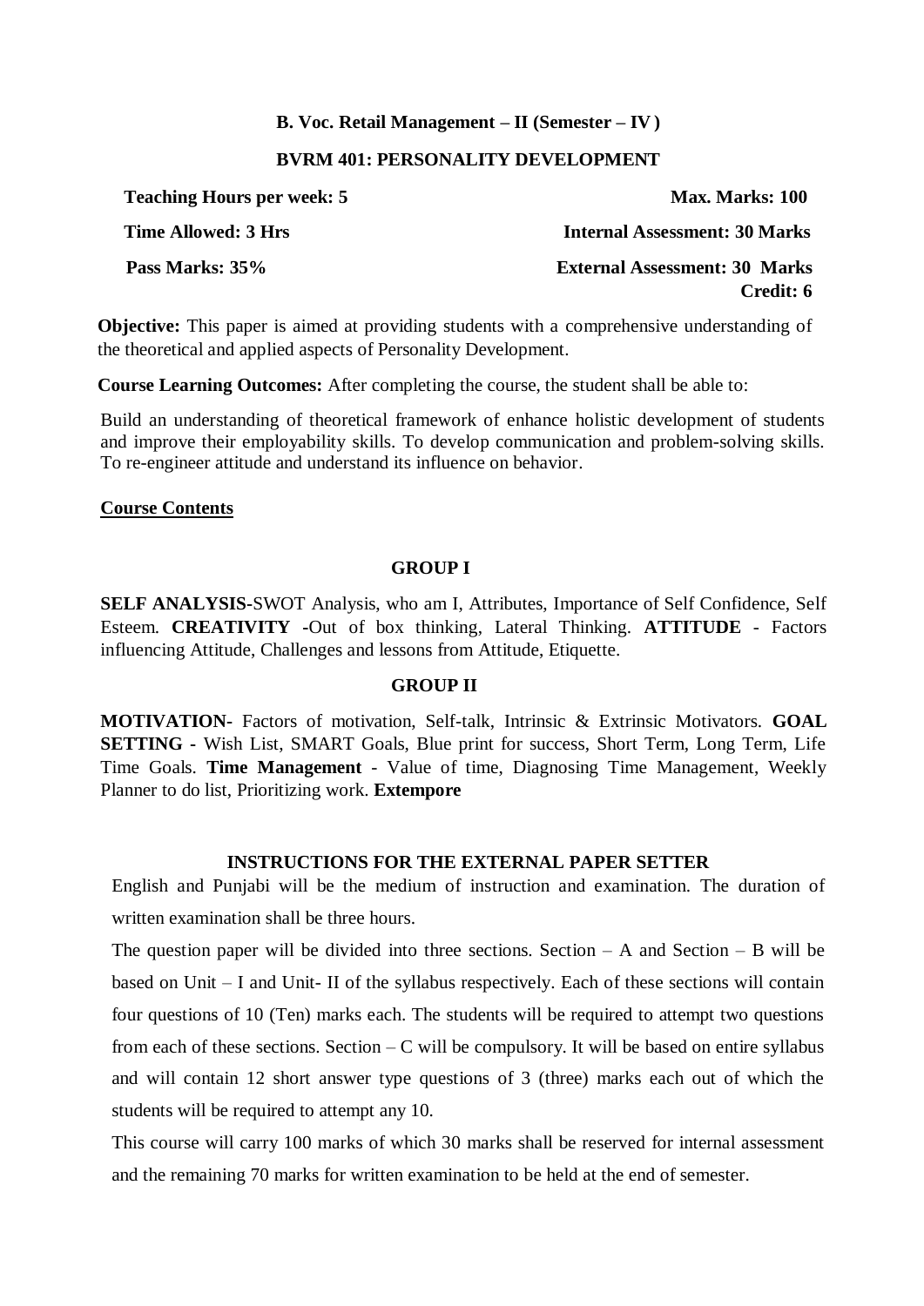**B. Voc. Retail Management – II (Semester – IV)**

**BVRM 401: PERSONALITY DEVELOPMENT**

| | |
|---|---|
| **Teaching Hours per week: 5** | **Max. Marks: 100** |
| **Time Allowed: 3 Hrs** | **Internal Assessment: 30 Marks** |
| **Pass Marks: 35%** | **External Assessment: 30 Marks** |
| | **Credit: 6** |

**Objective:** This paper is aimed at providing students with a comprehensive understanding of the theoretical and applied aspects of Personality Development.

**Course Learning Outcomes:** After completing the course, the student shall be able to:

Build an understanding of theoretical framework of enhance holistic development of students and improve their employability skills. To develop communication and problem-solving skills. To re-engineer attitude and understand its influence on behavior.

**Course Contents**

**GROUP I**

**SELF ANALYSIS-**SWOT Analysis, who am I, Attributes, Importance of Self Confidence, Self Esteem. **CREATIVITY -**Out of box thinking, Lateral Thinking. **ATTITUDE** - Factors influencing Attitude, Challenges and lessons from Attitude, Etiquette.

**GROUP II**

**MOTIVATION-** Factors of motivation, Self-talk, Intrinsic & Extrinsic Motivators. **GOAL SETTING -** Wish List, SMART Goals, Blue print for success, Short Term, Long Term, Life Time Goals. **Time Management** - Value of time, Diagnosing Time Management, Weekly Planner to do list, Prioritizing work. **Extempore**

**INSTRUCTIONS FOR THE EXTERNAL PAPER SETTER**

English and Punjabi will be the medium of instruction and examination. The duration of written examination shall be three hours.

The question paper will be divided into three sections. Section – A and Section – B will be based on Unit – I and Unit- II of the syllabus respectively. Each of these sections will contain four questions of 10 (Ten) marks each. The students will be required to attempt two questions from each of these sections. Section – C will be compulsory. It will be based on entire syllabus and will contain 12 short answer type questions of 3 (three) marks each out of which the students will be required to attempt any 10.

This course will carry 100 marks of which 30 marks shall be reserved for internal assessment and the remaining 70 marks for written examination to be held at the end of semester.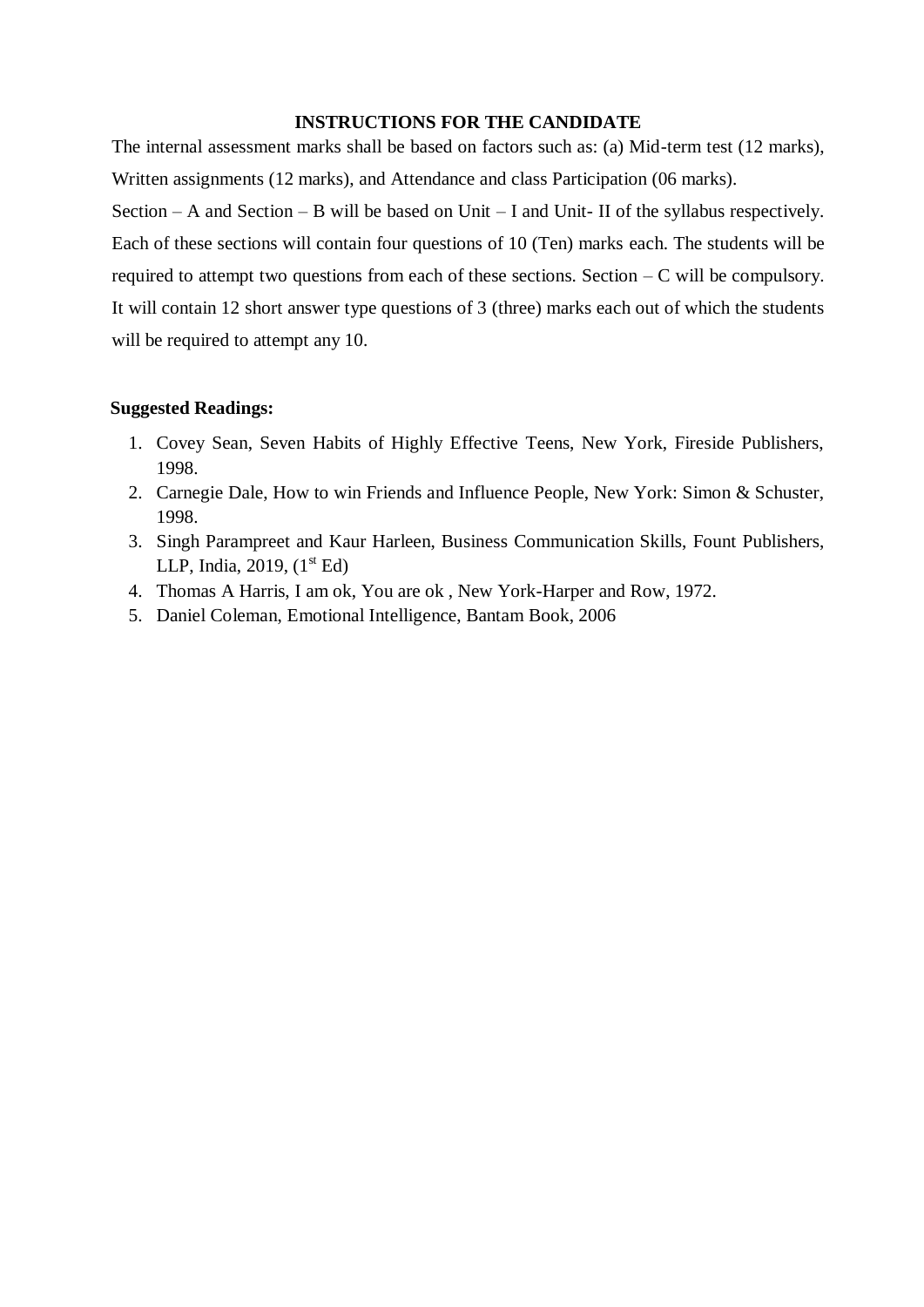**INSTRUCTIONS FOR THE CANDIDATE**

The internal assessment marks shall be based on factors such as: (a) Mid-term test (12 marks), Written assignments (12 marks), and Attendance and class Participation (06 marks).

Section – A and Section – B will be based on Unit – I and Unit- II of the syllabus respectively. Each of these sections will contain four questions of 10 (Ten) marks each. The students will be required to attempt two questions from each of these sections. Section – C will be compulsory. It will contain 12 short answer type questions of 3 (three) marks each out of which the students will be required to attempt any 10.

**Suggested Readings:**

1. Covey Sean, Seven Habits of Highly Effective Teens, New York, Fireside Publishers, 1998.
2. Carnegie Dale, How to win Friends and Influence People, New York: Simon & Schuster, 1998.
3. Singh Parampreet and Kaur Harleen, Business Communication Skills, Fount Publishers, LLP, India, 2019, (1st Ed)
4. Thomas A Harris, I am ok, You are ok , New York-Harper and Row, 1972.
5. Daniel Coleman, Emotional Intelligence, Bantam Book, 2006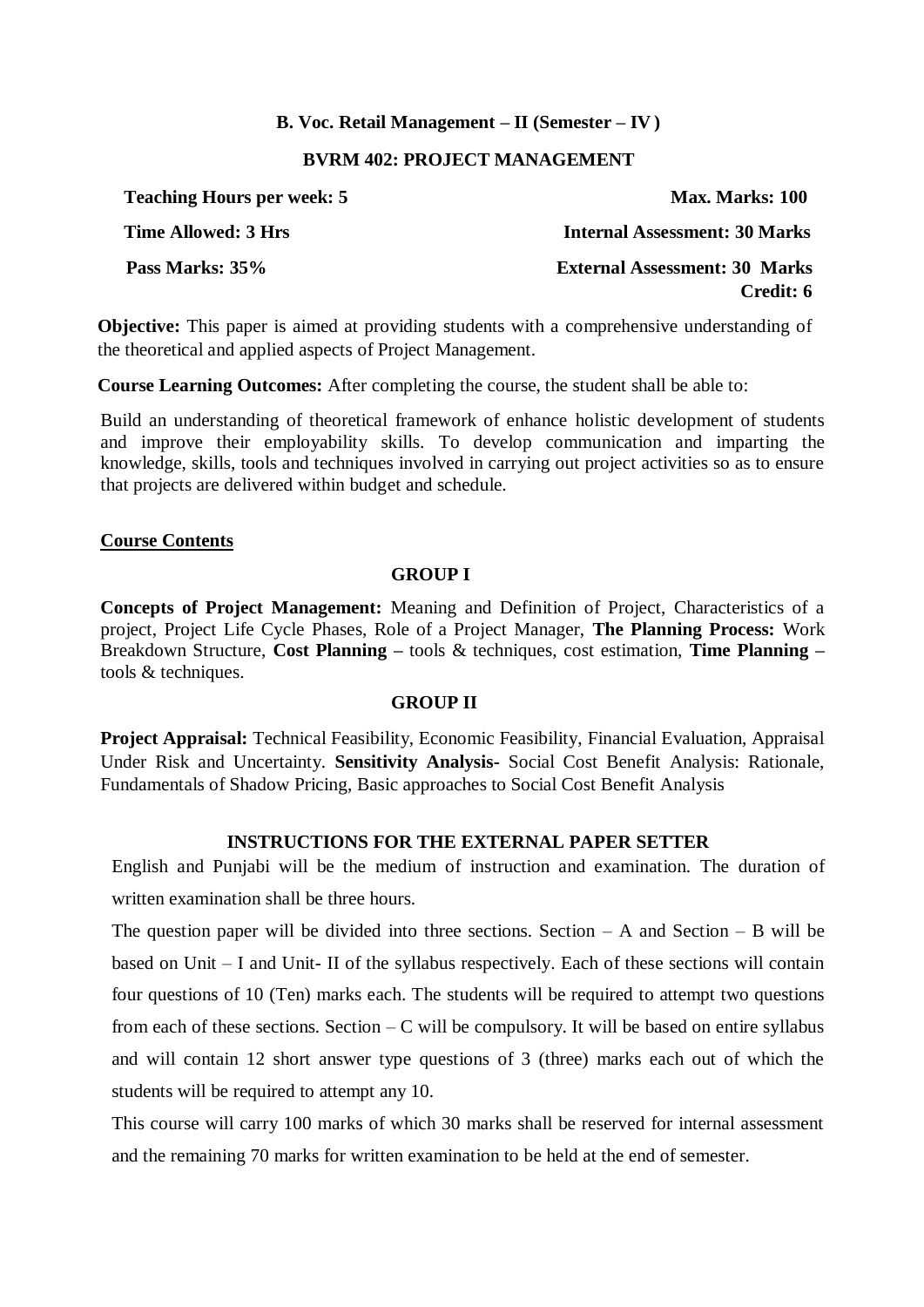**B. Voc. Retail Management – II (Semester – IV)**

**BVRM 402: PROJECT MANAGEMENT**

**Teaching Hours per week: 5** | **Max. Marks: 100**

**Time Allowed: 3 Hrs** | **Internal Assessment: 30 Marks**

**Pass Marks: 35%** | **External Assessment: 30 Marks**

**Credit: 6**

**Objective:** This paper is aimed at providing students with a comprehensive understanding of the theoretical and applied aspects of Project Management.

**Course Learning Outcomes:** After completing the course, the student shall be able to:

Build an understanding of theoretical framework of enhance holistic development of students and improve their employability skills. To develop communication and imparting the knowledge, skills, tools and techniques involved in carrying out project activities so as to ensure that projects are delivered within budget and schedule.

**Course Contents**

**GROUP I**

**Concepts of Project Management:** Meaning and Definition of Project, Characteristics of a project, Project Life Cycle Phases, Role of a Project Manager, **The Planning Process:** Work Breakdown Structure, **Cost Planning –** tools & techniques, cost estimation, **Time Planning –** tools & techniques.

**GROUP II**

**Project Appraisal:** Technical Feasibility, Economic Feasibility, Financial Evaluation, Appraisal Under Risk and Uncertainty. **Sensitivity Analysis-** Social Cost Benefit Analysis: Rationale, Fundamentals of Shadow Pricing, Basic approaches to Social Cost Benefit Analysis

**INSTRUCTIONS FOR THE EXTERNAL PAPER SETTER**

English and Punjabi will be the medium of instruction and examination. The duration of written examination shall be three hours.

The question paper will be divided into three sections. Section – A and Section – B will be based on Unit – I and Unit- II of the syllabus respectively. Each of these sections will contain four questions of 10 (Ten) marks each. The students will be required to attempt two questions from each of these sections. Section – C will be compulsory. It will be based on entire syllabus and will contain 12 short answer type questions of 3 (three) marks each out of which the students will be required to attempt any 10.

This course will carry 100 marks of which 30 marks shall be reserved for internal assessment and the remaining 70 marks for written examination to be held at the end of semester.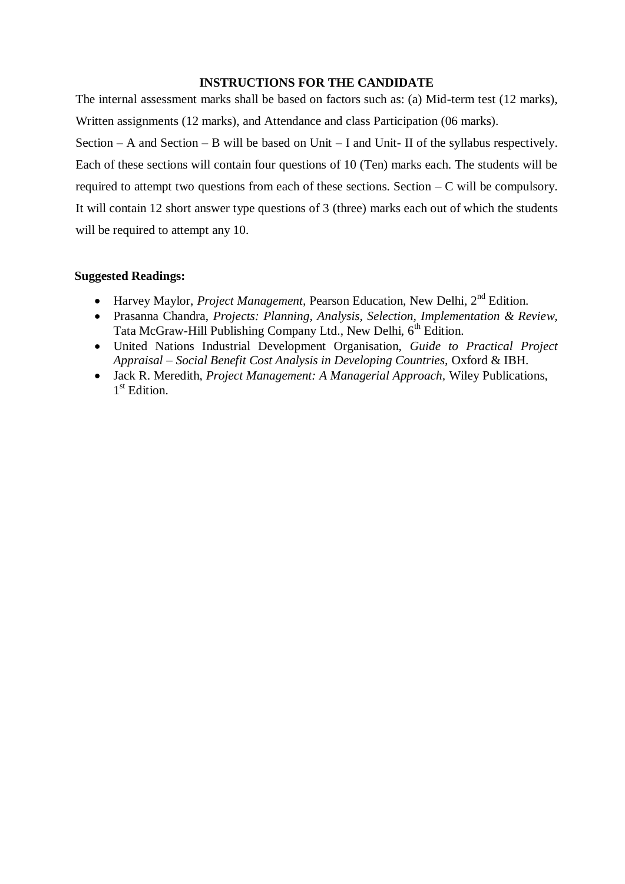**INSTRUCTIONS FOR THE CANDIDATE**

The internal assessment marks shall be based on factors such as: (a) Mid-term test (12 marks), Written assignments (12 marks), and Attendance and class Participation (06 marks).

Section – A and Section – B will be based on Unit – I and Unit- II of the syllabus respectively. Each of these sections will contain four questions of 10 (Ten) marks each. The students will be required to attempt two questions from each of these sections. Section – C will be compulsory. It will contain 12 short answer type questions of 3 (three) marks each out of which the students will be required to attempt any 10.

**Suggested Readings:**

- Harvey Maylor, *Project Management*, Pearson Education, New Delhi, 2nd Edition.
- Prasanna Chandra, *Projects: Planning, Analysis, Selection, Implementation & Review*, Tata McGraw-Hill Publishing Company Ltd., New Delhi, 6th Edition.
- United Nations Industrial Development Organisation, *Guide to Practical Project Appraisal – Social Benefit Cost Analysis in Developing Countries*, Oxford & IBH.
- Jack R. Meredith, *Project Management: A Managerial Approach*, Wiley Publications, 1st Edition.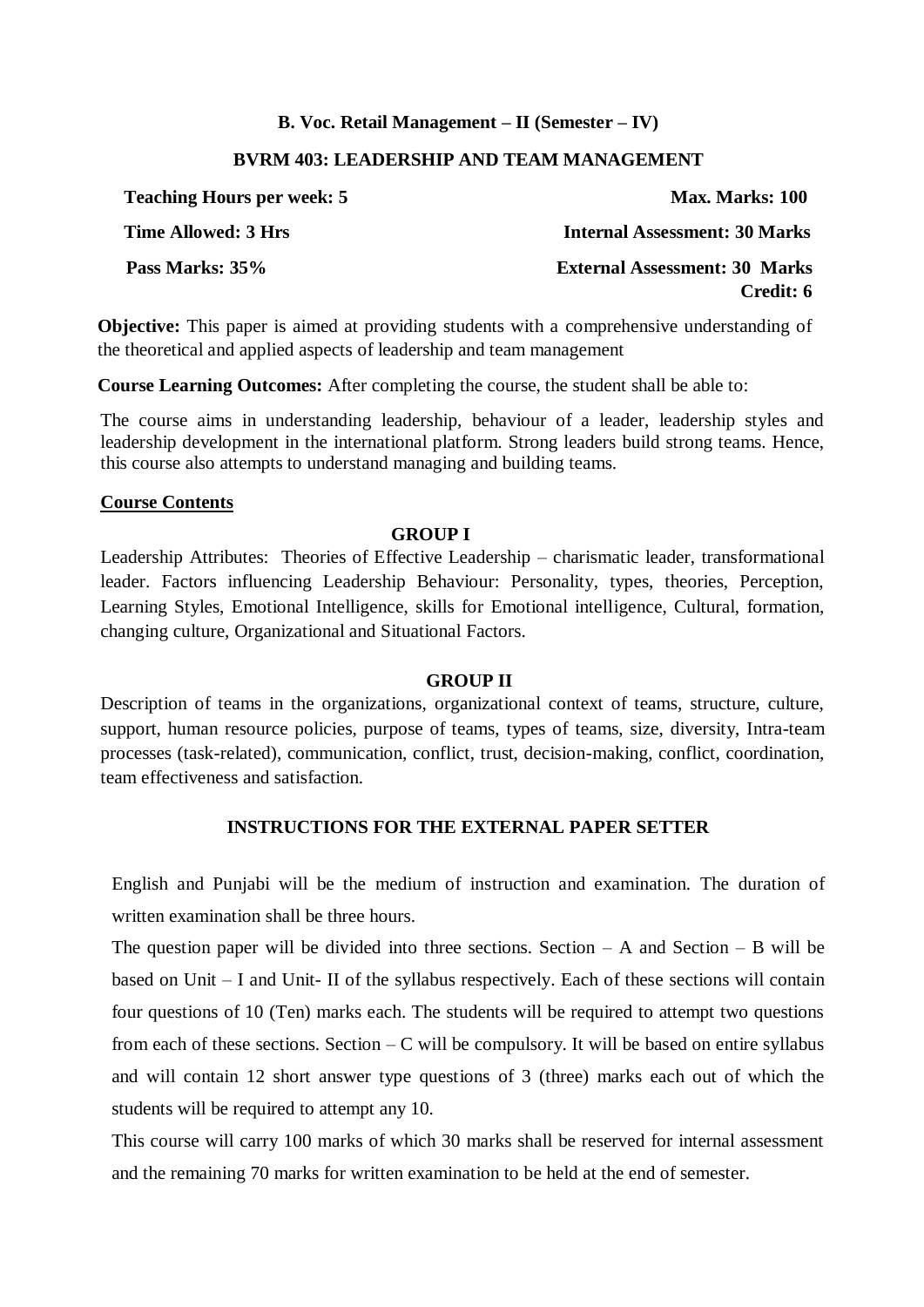**B. Voc. Retail Management – II (Semester – IV)**

**BVRM 403: LEADERSHIP AND TEAM MANAGEMENT**

| | |
|---|---|
| **Teaching Hours per week: 5** | **Max. Marks: 100** |
| **Time Allowed: 3 Hrs** | **Internal Assessment: 30 Marks** |
| **Pass Marks: 35%** | **External Assessment: 30 Marks** |
| | **Credit: 6** |

**Objective:** This paper is aimed at providing students with a comprehensive understanding of the theoretical and applied aspects of leadership and team management

**Course Learning Outcomes:** After completing the course, the student shall be able to:

The course aims in understanding leadership, behaviour of a leader, leadership styles and leadership development in the international platform. Strong leaders build strong teams. Hence, this course also attempts to understand managing and building teams.

**<u>Course Contents</u>**

**GROUP I**

Leadership Attributes: Theories of Effective Leadership – charismatic leader, transformational leader. Factors influencing Leadership Behaviour: Personality, types, theories, Perception, Learning Styles, Emotional Intelligence, skills for Emotional intelligence, Cultural, formation, changing culture, Organizational and Situational Factors.

**GROUP II**

Description of teams in the organizations, organizational context of teams, structure, culture, support, human resource policies, purpose of teams, types of teams, size, diversity, Intra-team processes (task-related), communication, conflict, trust, decision-making, conflict, coordination, team effectiveness and satisfaction.

**INSTRUCTIONS FOR THE EXTERNAL PAPER SETTER**

English and Punjabi will be the medium of instruction and examination. The duration of written examination shall be three hours.

The question paper will be divided into three sections. Section – A and Section – B will be based on Unit – I and Unit- II of the syllabus respectively. Each of these sections will contain four questions of 10 (Ten) marks each. The students will be required to attempt two questions from each of these sections. Section – C will be compulsory. It will be based on entire syllabus and will contain 12 short answer type questions of 3 (three) marks each out of which the students will be required to attempt any 10.

This course will carry 100 marks of which 30 marks shall be reserved for internal assessment and the remaining 70 marks for written examination to be held at the end of semester.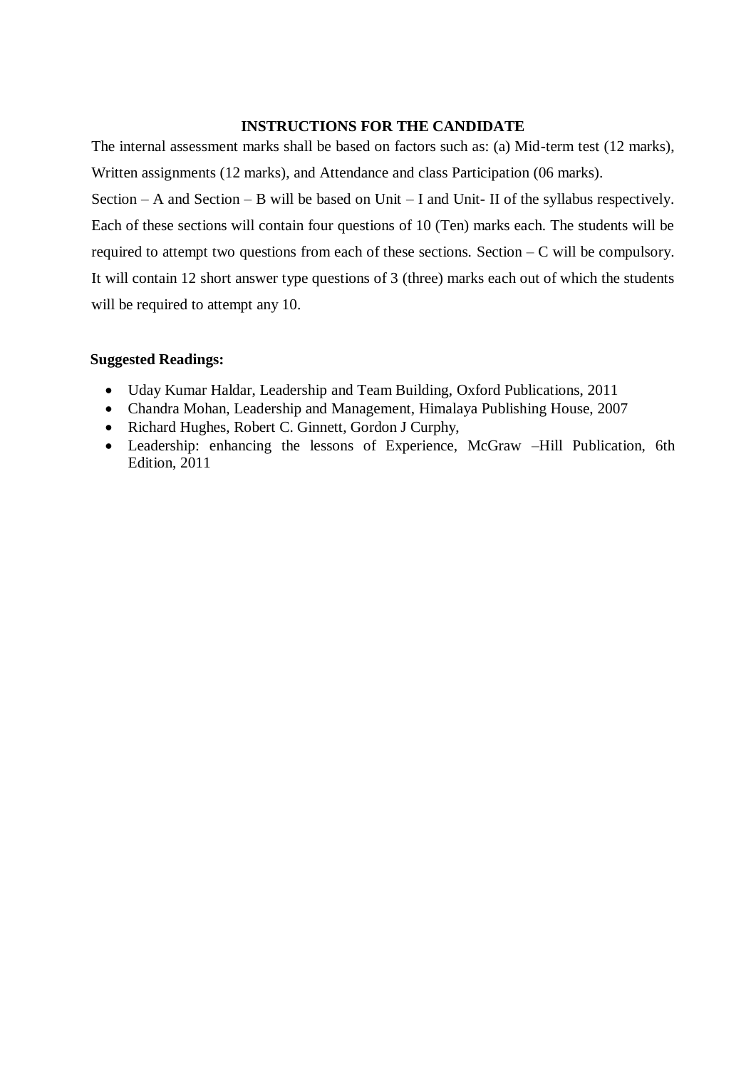## INSTRUCTIONS FOR THE CANDIDATE

The internal assessment marks shall be based on factors such as: (a) Mid-term test (12 marks), Written assignments (12 marks), and Attendance and class Participation (06 marks).

Section – A and Section – B will be based on Unit – I and Unit- II of the syllabus respectively. Each of these sections will contain four questions of 10 (Ten) marks each. The students will be required to attempt two questions from each of these sections. Section – C will be compulsory. It will contain 12 short answer type questions of 3 (three) marks each out of which the students will be required to attempt any 10.

**Suggested Readings:**

- Uday Kumar Haldar, Leadership and Team Building, Oxford Publications, 2011
- Chandra Mohan, Leadership and Management, Himalaya Publishing House, 2007
- Richard Hughes, Robert C. Ginnett, Gordon J Curphy,
- Leadership: enhancing the lessons of Experience, McGraw –Hill Publication, 6th Edition, 2011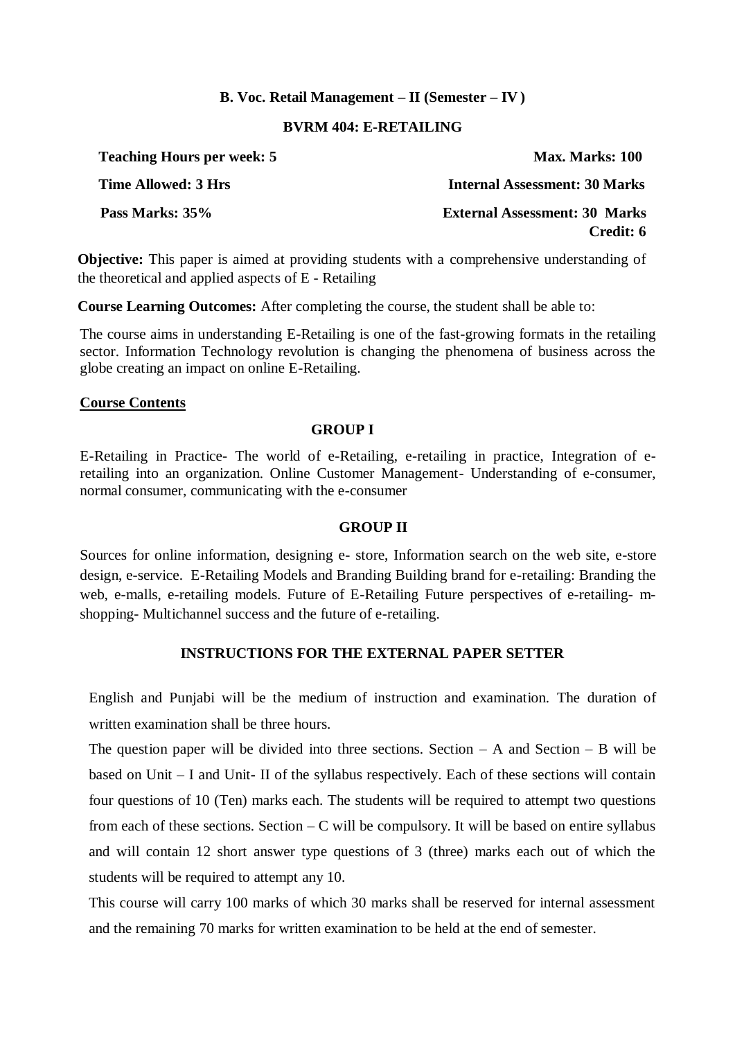**B. Voc. Retail Management – II (Semester – IV)**

**BVRM 404: E-RETAILING**

| | |
|---|---|
| **Teaching Hours per week: 5** | **Max. Marks: 100** |
| **Time Allowed: 3 Hrs** | **Internal Assessment: 30 Marks** |
| **Pass Marks: 35%** | **External Assessment: 30 Marks** |
| | **Credit: 6** |

**Objective:** This paper is aimed at providing students with a comprehensive understanding of the theoretical and applied aspects of E - Retailing

**Course Learning Outcomes:** After completing the course, the student shall be able to:

The course aims in understanding E-Retailing is one of the fast-growing formats in the retailing sector. Information Technology revolution is changing the phenomena of business across the globe creating an impact on online E-Retailing.

**Course Contents**

**GROUP I**

E-Retailing in Practice- The world of e-Retailing, e-retailing in practice, Integration of e-retailing into an organization. Online Customer Management- Understanding of e-consumer, normal consumer, communicating with the e-consumer

**GROUP II**

Sources for online information, designing e- store, Information search on the web site, e-store design, e-service. E-Retailing Models and Branding Building brand for e-retailing: Branding the web, e-malls, e-retailing models. Future of E-Retailing Future perspectives of e-retailing- m-shopping- Multichannel success and the future of e-retailing.

**INSTRUCTIONS FOR THE EXTERNAL PAPER SETTER**

English and Punjabi will be the medium of instruction and examination. The duration of written examination shall be three hours.

The question paper will be divided into three sections. Section – A and Section – B will be based on Unit – I and Unit- II of the syllabus respectively. Each of these sections will contain four questions of 10 (Ten) marks each. The students will be required to attempt two questions from each of these sections. Section – C will be compulsory. It will be based on entire syllabus and will contain 12 short answer type questions of 3 (three) marks each out of which the students will be required to attempt any 10.

This course will carry 100 marks of which 30 marks shall be reserved for internal assessment and the remaining 70 marks for written examination to be held at the end of semester.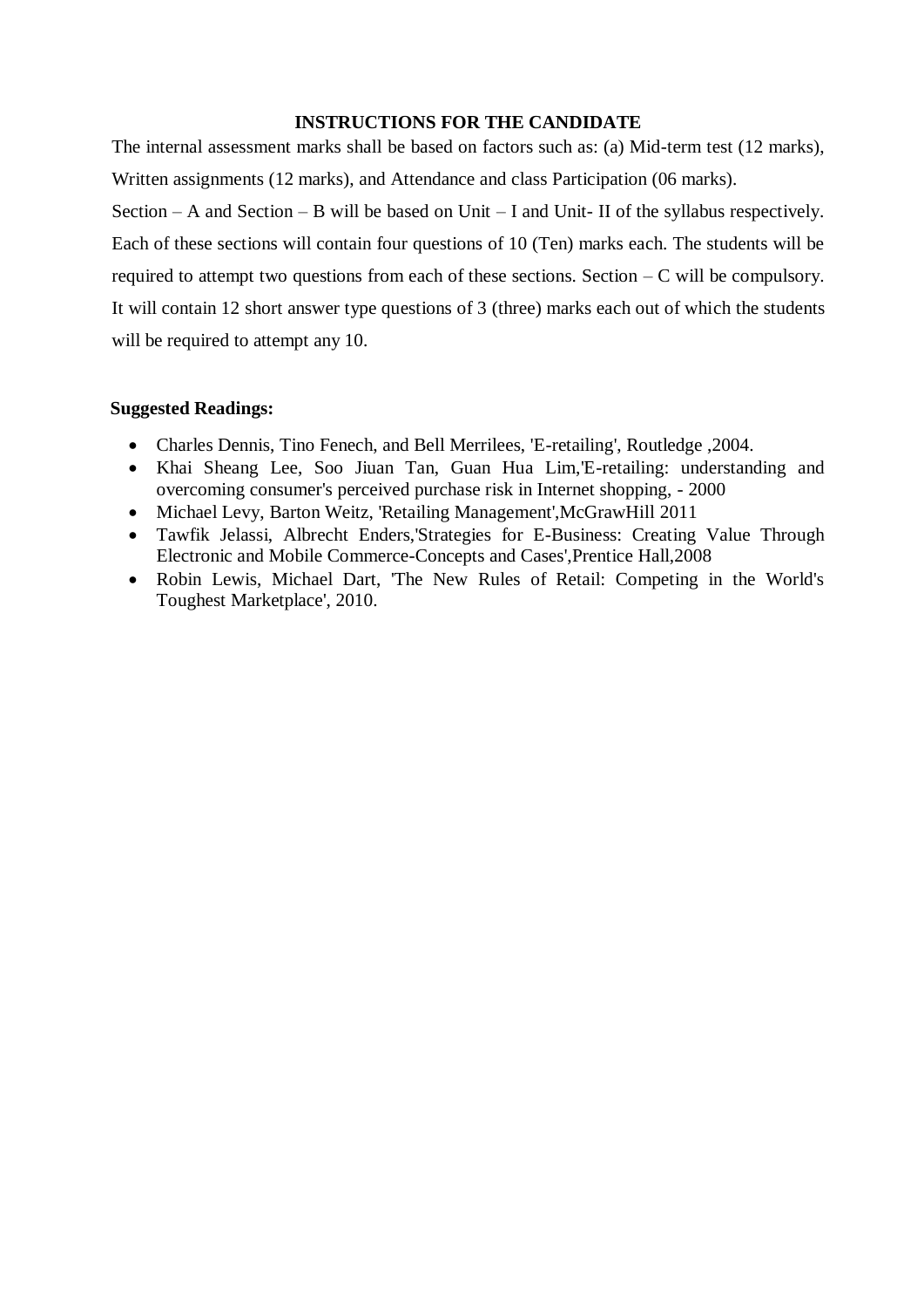**INSTRUCTIONS FOR THE CANDIDATE**

The internal assessment marks shall be based on factors such as: (a) Mid-term test (12 marks), Written assignments (12 marks), and Attendance and class Participation (06 marks).

Section – A and Section – B will be based on Unit – I and Unit- II of the syllabus respectively. Each of these sections will contain four questions of 10 (Ten) marks each. The students will be required to attempt two questions from each of these sections. Section – C will be compulsory. It will contain 12 short answer type questions of 3 (three) marks each out of which the students will be required to attempt any 10.

**Suggested Readings:**

- Charles Dennis, Tino Fenech, and Bell Merrilees, 'E-retailing', Routledge ,2004.
- Khai Sheang Lee, Soo Jiuan Tan, Guan Hua Lim,'E-retailing: understanding and overcoming consumer's perceived purchase risk in Internet shopping, - 2000
- Michael Levy, Barton Weitz, 'Retailing Management',McGrawHill 2011
- Tawfik Jelassi, Albrecht Enders,'Strategies for E-Business: Creating Value Through Electronic and Mobile Commerce-Concepts and Cases',Prentice Hall,2008
- Robin Lewis, Michael Dart, 'The New Rules of Retail: Competing in the World's Toughest Marketplace', 2010.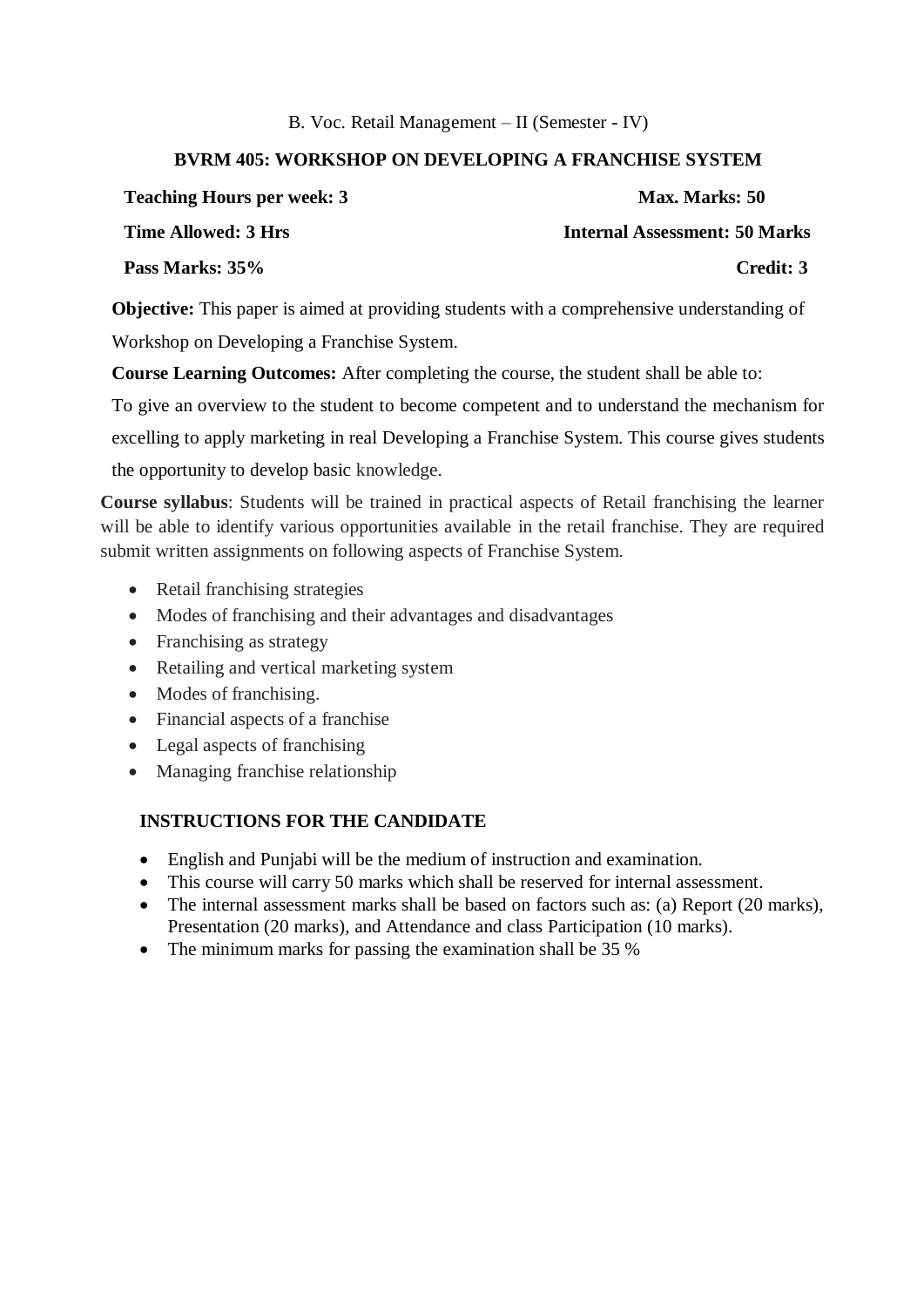B. Voc. Retail Management – II (Semester - IV)

## BVRM 405: WORKSHOP ON DEVELOPING A FRANCHISE SYSTEM

**Teaching Hours per week: 3** | **Max. Marks: 50**

**Time Allowed: 3 Hrs** | **Internal Assessment: 50 Marks**

**Pass Marks: 35%** | **Credit: 3**

**Objective:** This paper is aimed at providing students with a comprehensive understanding of Workshop on Developing a Franchise System.

**Course Learning Outcomes:** After completing the course, the student shall be able to:

To give an overview to the student to become competent and to understand the mechanism for excelling to apply marketing in real Developing a Franchise System. This course gives students the opportunity to develop basic knowledge.

**Course syllabus**: Students will be trained in practical aspects of Retail franchising the learner will be able to identify various opportunities available in the retail franchise. They are required submit written assignments on following aspects of Franchise System.

- Retail franchising strategies
- Modes of franchising and their advantages and disadvantages
- Franchising as strategy
- Retailing and vertical marketing system
- Modes of franchising.
- Financial aspects of a franchise
- Legal aspects of franchising
- Managing franchise relationship

### INSTRUCTIONS FOR THE CANDIDATE

- English and Punjabi will be the medium of instruction and examination.
- This course will carry 50 marks which shall be reserved for internal assessment.
- The internal assessment marks shall be based on factors such as: (a) Report (20 marks), Presentation (20 marks), and Attendance and class Participation (10 marks).
- The minimum marks for passing the examination shall be 35 %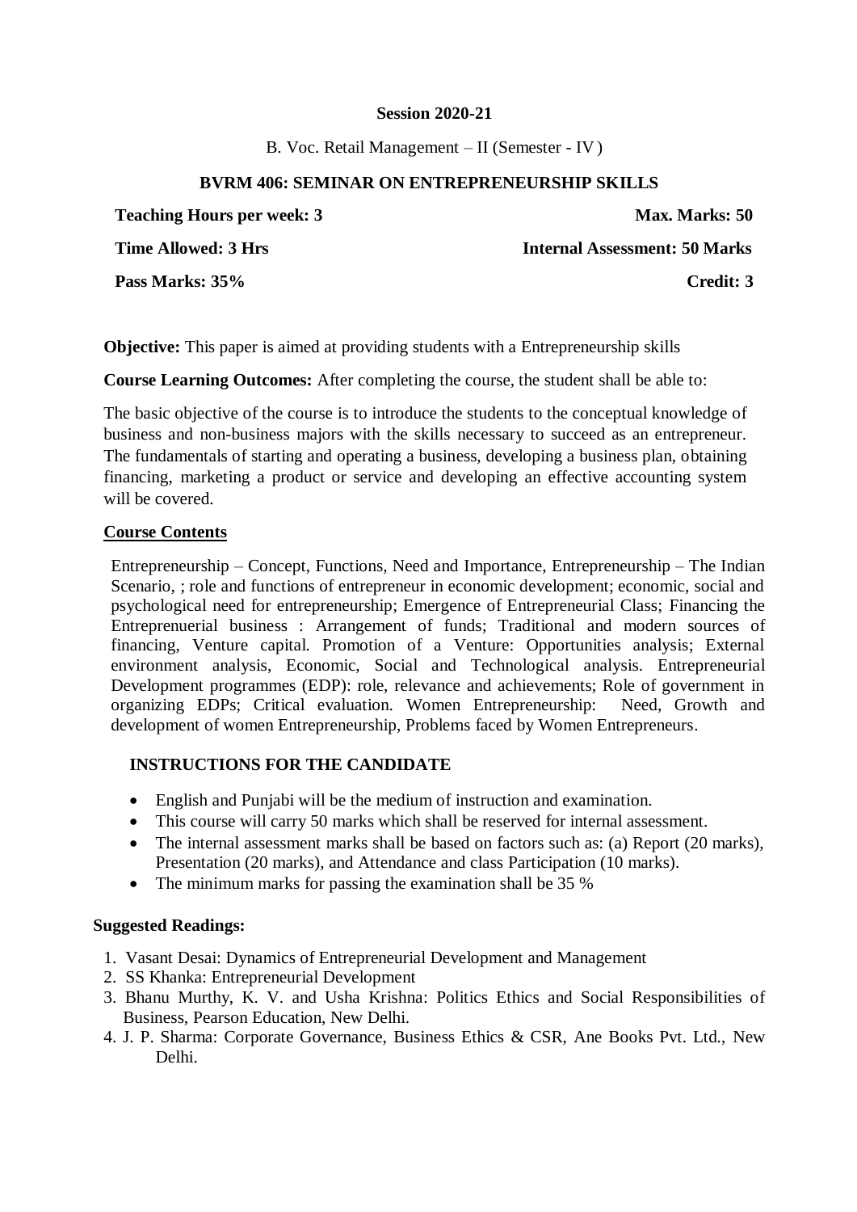**Session 2020-21**

B. Voc. Retail Management – II (Semester - IV)

**BVRM 406: SEMINAR ON ENTREPRENEURSHIP SKILLS**

| | |
|---|---|
| **Teaching Hours per week: 3** | **Max. Marks: 50** |
| **Time Allowed: 3 Hrs** | **Internal Assessment: 50 Marks** |
| **Pass Marks: 35%** | **Credit: 3** |

**Objective:** This paper is aimed at providing students with a Entrepreneurship skills

**Course Learning Outcomes:** After completing the course, the student shall be able to:

The basic objective of the course is to introduce the students to the conceptual knowledge of business and non-business majors with the skills necessary to succeed as an entrepreneur. The fundamentals of starting and operating a business, developing a business plan, obtaining financing, marketing a product or service and developing an effective accounting system will be covered.

**Course Contents**

Entrepreneurship – Concept, Functions, Need and Importance, Entrepreneurship – The Indian Scenario, ; role and functions of entrepreneur in economic development; economic, social and psychological need for entrepreneurship; Emergence of Entrepreneurial Class; Financing the Entreprenuerial business : Arrangement of funds; Traditional and modern sources of financing, Venture capital. Promotion of a Venture: Opportunities analysis; External environment analysis, Economic, Social and Technological analysis. Entrepreneurial Development programmes (EDP): role, relevance and achievements; Role of government in organizing EDPs; Critical evaluation. Women Entrepreneurship: Need, Growth and development of women Entrepreneurship, Problems faced by Women Entrepreneurs.

**INSTRUCTIONS FOR THE CANDIDATE**

- English and Punjabi will be the medium of instruction and examination.
- This course will carry 50 marks which shall be reserved for internal assessment.
- The internal assessment marks shall be based on factors such as: (a) Report (20 marks), Presentation (20 marks), and Attendance and class Participation (10 marks).
- The minimum marks for passing the examination shall be 35 %

**Suggested Readings:**

1. Vasant Desai: Dynamics of Entrepreneurial Development and Management
2. SS Khanka: Entrepreneurial Development
3. Bhanu Murthy, K. V. and Usha Krishna: Politics Ethics and Social Responsibilities of Business, Pearson Education, New Delhi.
4. J. P. Sharma: Corporate Governance, Business Ethics & CSR, Ane Books Pvt. Ltd., New Delhi.